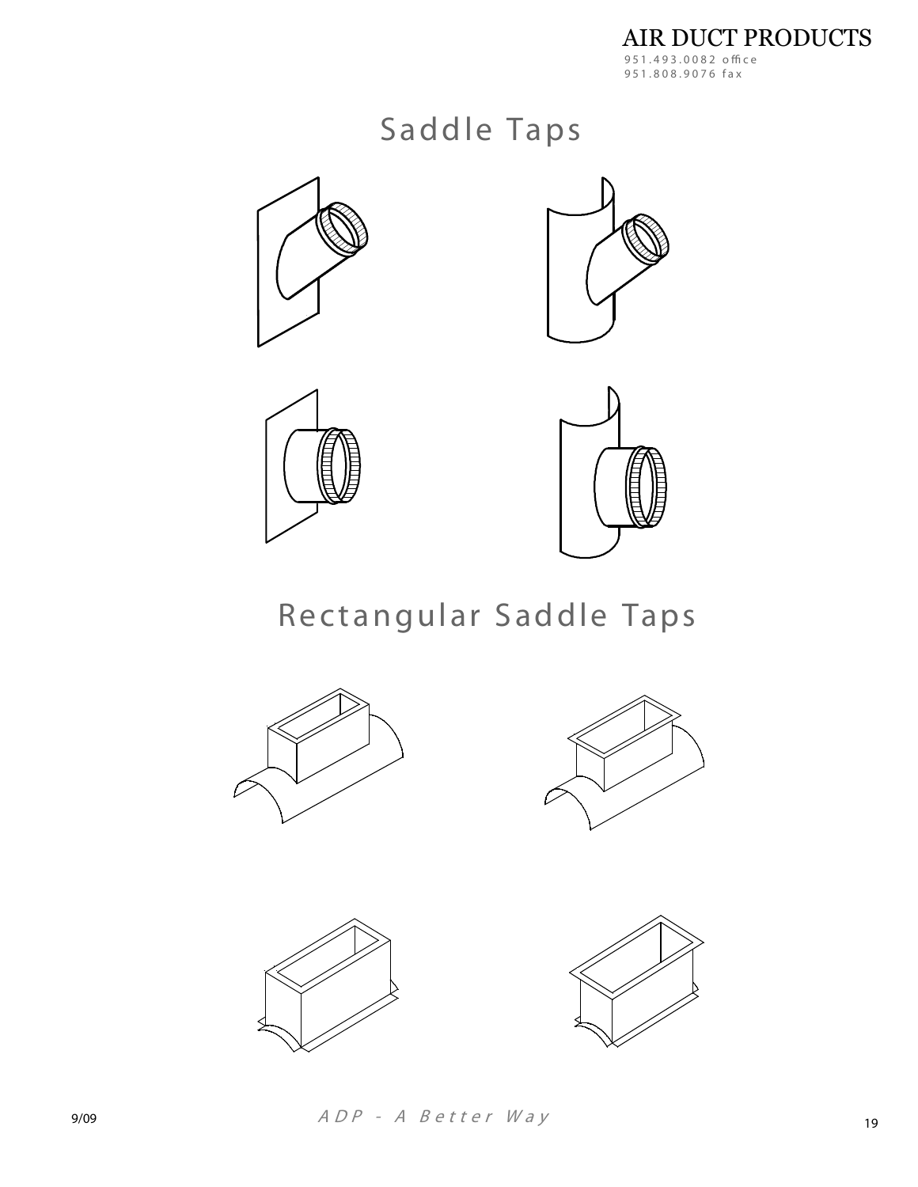# Saddle Taps

# Rectangular Saddle Taps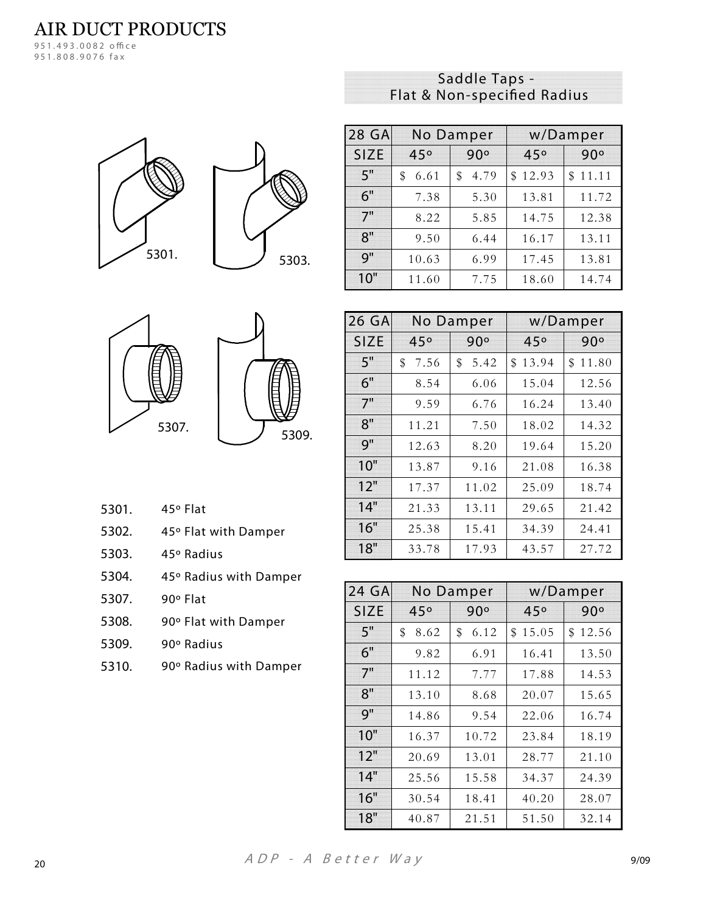# AIR DUCT PRODUCTS

951.493.0082 office
951.808.9076 fax

## Saddle Taps - Flat & Non-specified Radius

5301. 5303.

5307. 5309.

- 5301. 45° Flat
- 5302. 45° Flat with Damper
- 5303. 45° Radius
- 5304. 45° Radius with Damper
- 5307. 90° Flat
- 5308. 90° Flat with Damper
- 5309. 90° Radius
- 5310. 90° Radius with Damper

| 28 GA | No Damper | | w/Damper | |
|---|---|---|---|---|
| SIZE | 45° | 90° | 45° | 90° |
| 5" | $ 6.61 | $ 4.79 | $ 12.93 | $ 11.11 |
| 6" | 7.38 | 5.30 | 13.81 | 11.72 |
| 7" | 8.22 | 5.85 | 14.75 | 12.38 |
| 8" | 9.50 | 6.44 | 16.17 | 13.11 |
| 9" | 10.63 | 6.99 | 17.45 | 13.81 |
| 10" | 11.60 | 7.75 | 18.60 | 14.74 |

| 26 GA | No Damper | | w/Damper | |
|---|---|---|---|---|
| SIZE | 45° | 90° | 45° | 90° |
| 5" | $ 7.56 | $ 5.42 | $ 13.94 | $ 11.80 |
| 6" | 8.54 | 6.06 | 15.04 | 12.56 |
| 7" | 9.59 | 6.76 | 16.24 | 13.40 |
| 8" | 11.21 | 7.50 | 18.02 | 14.32 |
| 9" | 12.63 | 8.20 | 19.64 | 15.20 |
| 10" | 13.87 | 9.16 | 21.08 | 16.38 |
| 12" | 17.37 | 11.02 | 25.09 | 18.74 |
| 14" | 21.33 | 13.11 | 29.65 | 21.42 |
| 16" | 25.38 | 15.41 | 34.39 | 24.41 |
| 18" | 33.78 | 17.93 | 43.57 | 27.72 |

| 24 GA | No Damper | | w/Damper | |
|---|---|---|---|---|
| SIZE | 45° | 90° | 45° | 90° |
| 5" | $ 8.62 | $ 6.12 | $ 15.05 | $ 12.56 |
| 6" | 9.82 | 6.91 | 16.41 | 13.50 |
| 7" | 11.12 | 7.77 | 17.88 | 14.53 |
| 8" | 13.10 | 8.68 | 20.07 | 15.65 |
| 9" | 14.86 | 9.54 | 22.06 | 16.74 |
| 10" | 16.37 | 10.72 | 23.84 | 18.19 |
| 12" | 20.69 | 13.01 | 28.77 | 21.10 |
| 14" | 25.56 | 15.58 | 34.37 | 24.39 |
| 16" | 30.54 | 18.41 | 40.20 | 28.07 |
| 18" | 40.87 | 21.51 | 51.50 | 32.14 |

*ADP - A Better Way*

9/09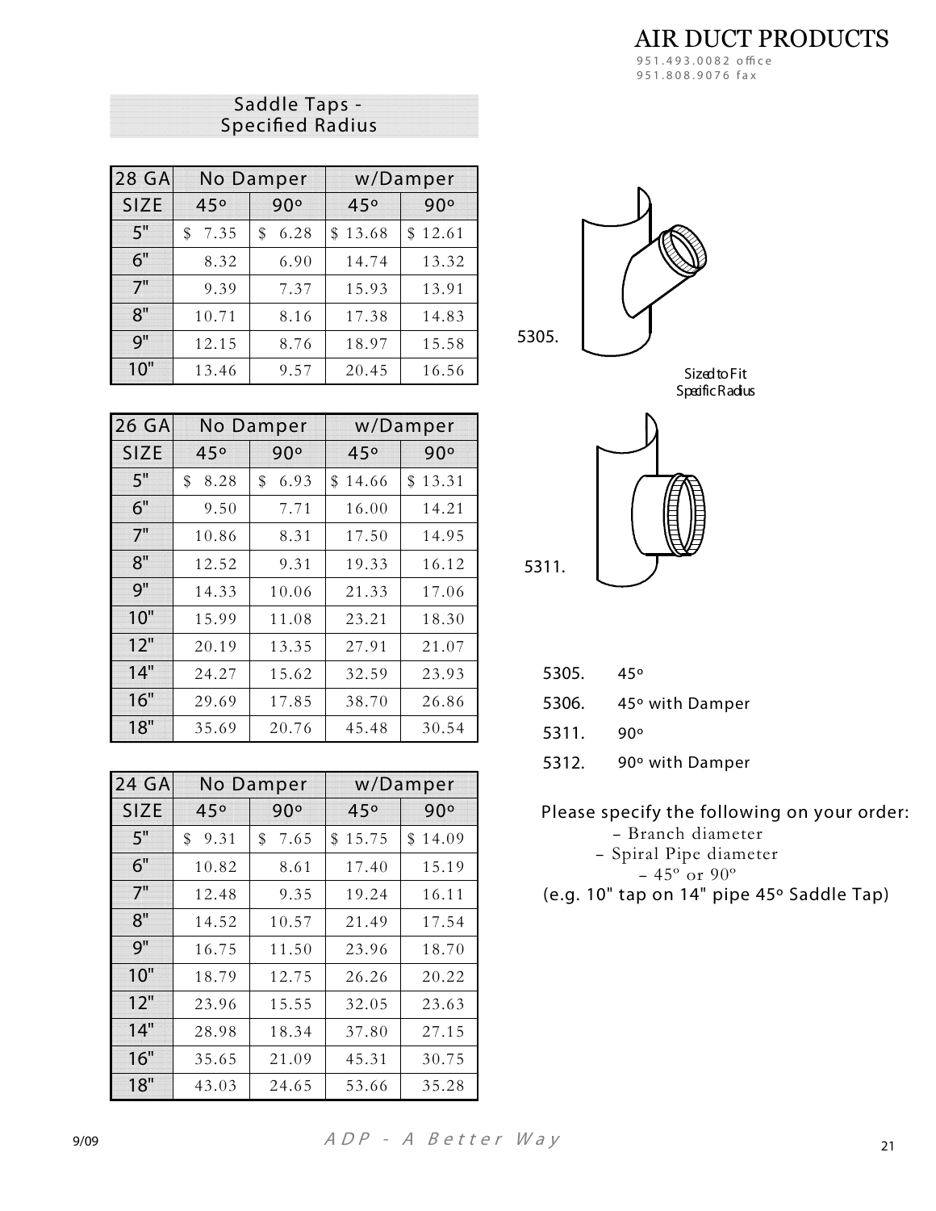## Saddle Taps - Specified Radius

| 28 GA | No Damper | | w/Damper | |
|---|---|---|---|---|
| SIZE | 45º | 90º | 45º | 90º |
| 5" | $ 7.35 | $ 6.28 | $ 13.68 | $ 12.61 |
| 6" | 8.32 | 6.90 | 14.74 | 13.32 |
| 7" | 9.39 | 7.37 | 15.93 | 13.91 |
| 8" | 10.71 | 8.16 | 17.38 | 14.83 |
| 9" | 12.15 | 8.76 | 18.97 | 15.58 |
| 10" | 13.46 | 9.57 | 20.45 | 16.56 |

| 26 GA | No Damper | | w/Damper | |
|---|---|---|---|---|
| SIZE | 45º | 90º | 45º | 90º |
| 5" | $ 8.28 | $ 6.93 | $ 14.66 | $ 13.31 |
| 6" | 9.50 | 7.71 | 16.00 | 14.21 |
| 7" | 10.86 | 8.31 | 17.50 | 14.95 |
| 8" | 12.52 | 9.31 | 19.33 | 16.12 |
| 9" | 14.33 | 10.06 | 21.33 | 17.06 |
| 10" | 15.99 | 11.08 | 23.21 | 18.30 |
| 12" | 20.19 | 13.35 | 27.91 | 21.07 |
| 14" | 24.27 | 15.62 | 32.59 | 23.93 |
| 16" | 29.69 | 17.85 | 38.70 | 26.86 |
| 18" | 35.69 | 20.76 | 45.48 | 30.54 |

| 24 GA | No Damper | | w/Damper | |
|---|---|---|---|---|
| SIZE | 45º | 90º | 45º | 90º |
| 5" | $ 9.31 | $ 7.65 | $ 15.75 | $ 14.09 |
| 6" | 10.82 | 8.61 | 17.40 | 15.19 |
| 7" | 12.48 | 9.35 | 19.24 | 16.11 |
| 8" | 14.52 | 10.57 | 21.49 | 17.54 |
| 9" | 16.75 | 11.50 | 23.96 | 18.70 |
| 10" | 18.79 | 12.75 | 26.26 | 20.22 |
| 12" | 23.96 | 15.55 | 32.05 | 23.63 |
| 14" | 28.98 | 18.34 | 37.80 | 27.15 |
| 16" | 35.65 | 21.09 | 45.31 | 30.75 |
| 18" | 43.03 | 24.65 | 53.66 | 35.28 |

5305.

Sized to Fit Specific Radius

5311.

- 5305. 45º
- 5306. 45º with Damper
- 5311. 90º
- 5312. 90º with Damper

Please specify the following on your order:

- Branch diameter
- Spiral Pipe diameter
- 45º or 90º

(e.g. 10" tap on 14" pipe 45º Saddle Tap)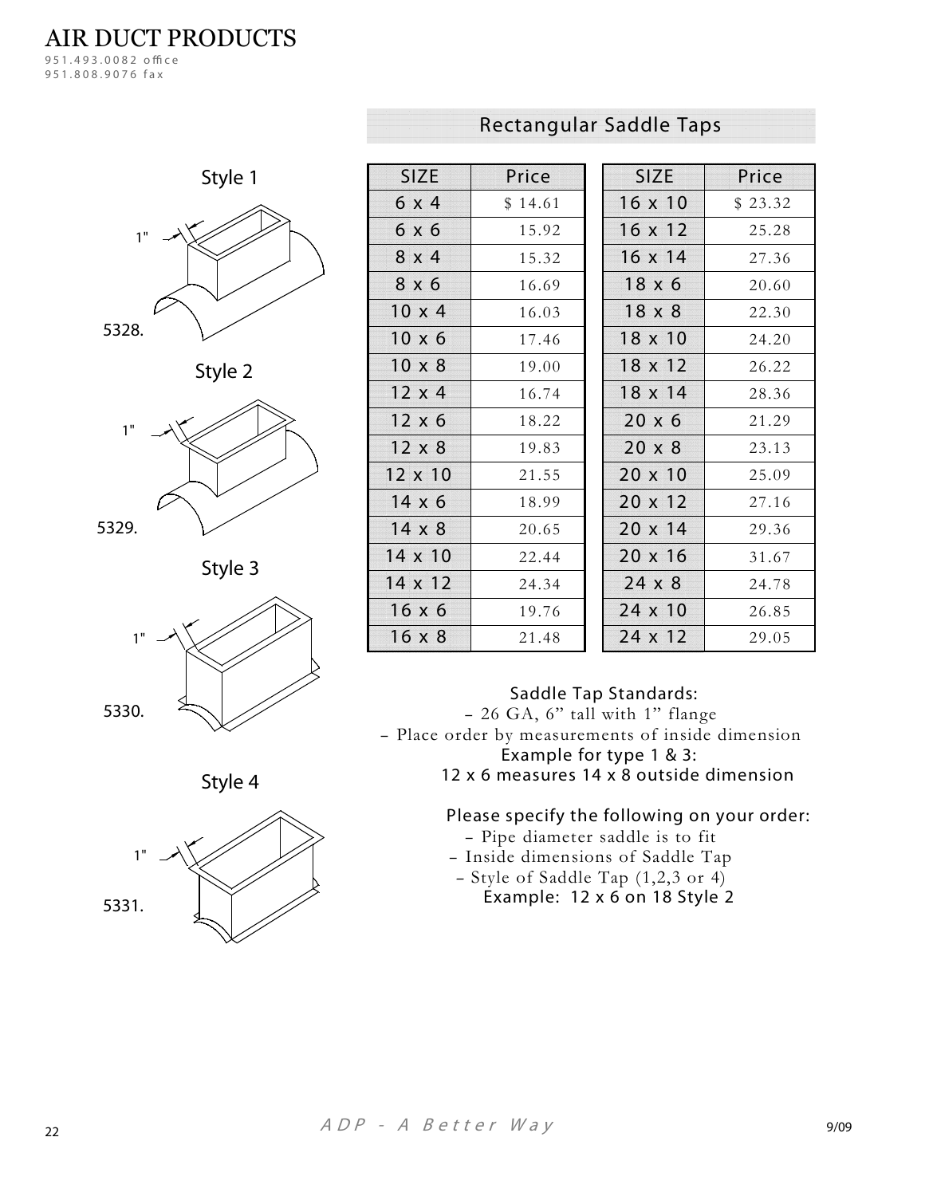# AIR DUCT PRODUCTS

951.493.0082 office
951.808.9076 fax

## Rectangular Saddle Taps

Style 1

1"

5328.

Style 2

1"

5329.

Style 3

1"

5330.

Style 4

1"

5331.

| SIZE | Price |
|---|---|
| 6 x 4 | $ 14.61 |
| 6 x 6 | 15.92 |
| 8 x 4 | 15.32 |
| 8 x 6 | 16.69 |
| 10 x 4 | 16.03 |
| 10 x 6 | 17.46 |
| 10 x 8 | 19.00 |
| 12 x 4 | 16.74 |
| 12 x 6 | 18.22 |
| 12 x 8 | 19.83 |
| 12 x 10 | 21.55 |
| 14 x 6 | 18.99 |
| 14 x 8 | 20.65 |
| 14 x 10 | 22.44 |
| 14 x 12 | 24.34 |
| 16 x 6 | 19.76 |
| 16 x 8 | 21.48 |
| 16 x 10 | $ 23.32 |
| 16 x 12 | 25.28 |
| 16 x 14 | 27.36 |
| 18 x 6 | 20.60 |
| 18 x 8 | 22.30 |
| 18 x 10 | 24.20 |
| 18 x 12 | 26.22 |
| 18 x 14 | 28.36 |
| 20 x 6 | 21.29 |
| 20 x 8 | 23.13 |
| 20 x 10 | 25.09 |
| 20 x 12 | 27.16 |
| 20 x 14 | 29.36 |
| 20 x 16 | 31.67 |
| 24 x 8 | 24.78 |
| 24 x 10 | 26.85 |
| 24 x 12 | 29.05 |

Saddle Tap Standards:

- 26 GA, 6" tall with 1" flange
- Place order by measurements of inside dimension

Example for type 1 & 3:
12 x 6 measures 14 x 8 outside dimension

Please specify the following on your order:

- Pipe diameter saddle is to fit
- Inside dimensions of Saddle Tap
- Style of Saddle Tap (1,2,3 or 4)

Example: 12 x 6 on 18 Style 2

*ADP - A Better Way*

9/09